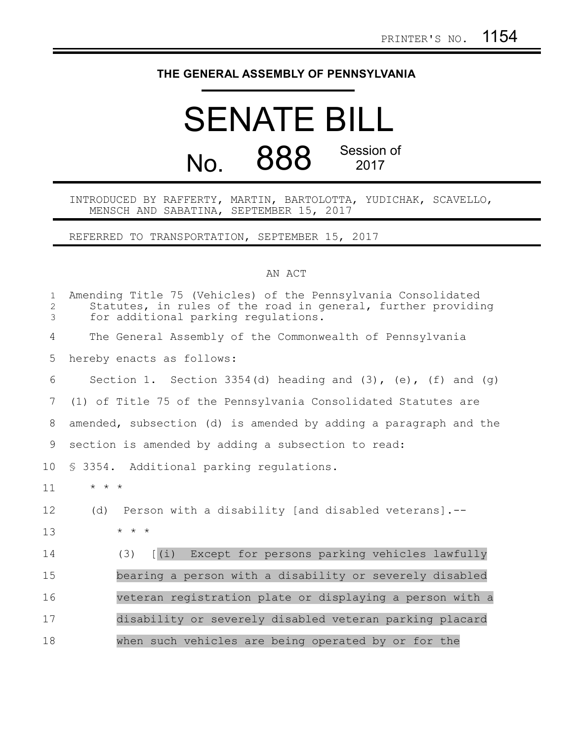PRINTER'S NO. 1154

# THE GENERAL ASSEMBLY OF PENNSYLVANIA

# SENATE BILL

## No. 888 Session of 2017

INTRODUCED BY RAFFERTY, MARTIN, BARTOLOTTA, YUDICHAK, SCAVELLO, MENSCH AND SABATINA, SEPTEMBER 15, 2017

REFERRED TO TRANSPORTATION, SEPTEMBER 15, 2017

AN ACT

Amending Title 75 (Vehicles) of the Pennsylvania Consolidated Statutes, in rules of the road in general, further providing for additional parking regulations.

The General Assembly of the Commonwealth of Pennsylvania hereby enacts as follows:

Section 1. Section 3354(d) heading and (3), (e), (f) and (g) (1) of Title 75 of the Pennsylvania Consolidated Statutes are amended, subsection (d) is amended by adding a paragraph and the section is amended by adding a subsection to read:

§ 3354. Additional parking regulations.

\* \* \*

(d) Person with a disability [and disabled veterans].--

\* \* \*

(3) [(i) Except for persons parking vehicles lawfully bearing a person with a disability or severely disabled veteran registration plate or displaying a person with a disability or severely disabled veteran parking placard when such vehicles are being operated by or for the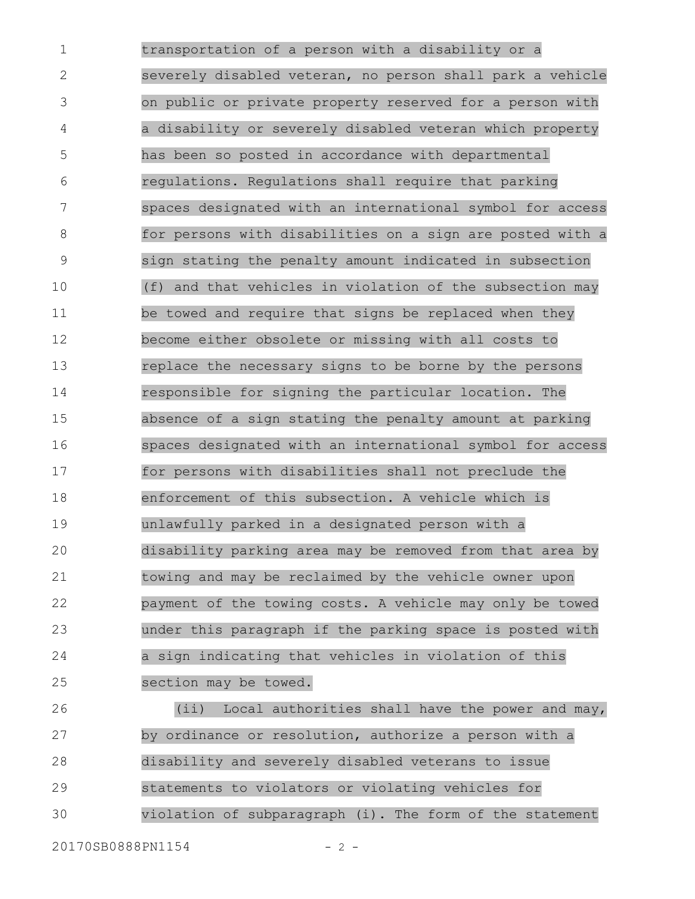transportation of a person with a disability or a severely disabled veteran, no person shall park a vehicle on public or private property reserved for a person with a disability or severely disabled veteran which property has been so posted in accordance with departmental regulations. Regulations shall require that parking spaces designated with an international symbol for access for persons with disabilities on a sign are posted with a sign stating the penalty amount indicated in subsection (f) and that vehicles in violation of the subsection may be towed and require that signs be replaced when they become either obsolete or missing with all costs to replace the necessary signs to be borne by the persons responsible for signing the particular location. The absence of a sign stating the penalty amount at parking spaces designated with an international symbol for access for persons with disabilities shall not preclude the enforcement of this subsection. A vehicle which is unlawfully parked in a designated person with a disability parking area may be removed from that area by towing and may be reclaimed by the vehicle owner upon payment of the towing costs. A vehicle may only be towed under this paragraph if the parking space is posted with a sign indicating that vehicles in violation of this section may be towed.

(ii) Local authorities shall have the power and may, by ordinance or resolution, authorize a person with a disability and severely disabled veterans to issue statements to violators or violating vehicles for violation of subparagraph (i). The form of the statement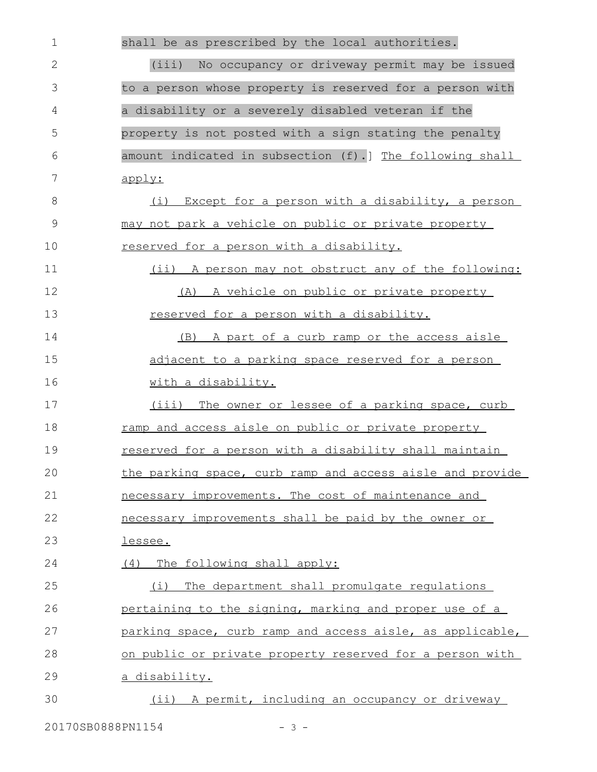shall be as prescribed by the local authorities.

(iii) No occupancy or driveway permit may be issued to a person whose property is reserved for a person with a disability or a severely disabled veteran if the property is not posted with a sign stating the penalty amount indicated in subsection (f).] The following shall apply:

(i) Except for a person with a disability, a person may not park a vehicle on public or private property reserved for a person with a disability.

(ii) A person may not obstruct any of the following:

(A) A vehicle on public or private property reserved for a person with a disability.

(B) A part of a curb ramp or the access aisle adjacent to a parking space reserved for a person with a disability.

(iii) The owner or lessee of a parking space, curb ramp and access aisle on public or private property reserved for a person with a disability shall maintain the parking space, curb ramp and access aisle and provide necessary improvements. The cost of maintenance and necessary improvements shall be paid by the owner or lessee.

(4) The following shall apply:

(i) The department shall promulgate regulations pertaining to the signing, marking and proper use of a parking space, curb ramp and access aisle, as applicable, on public or private property reserved for a person with a disability.

(ii) A permit, including an occupancy or driveway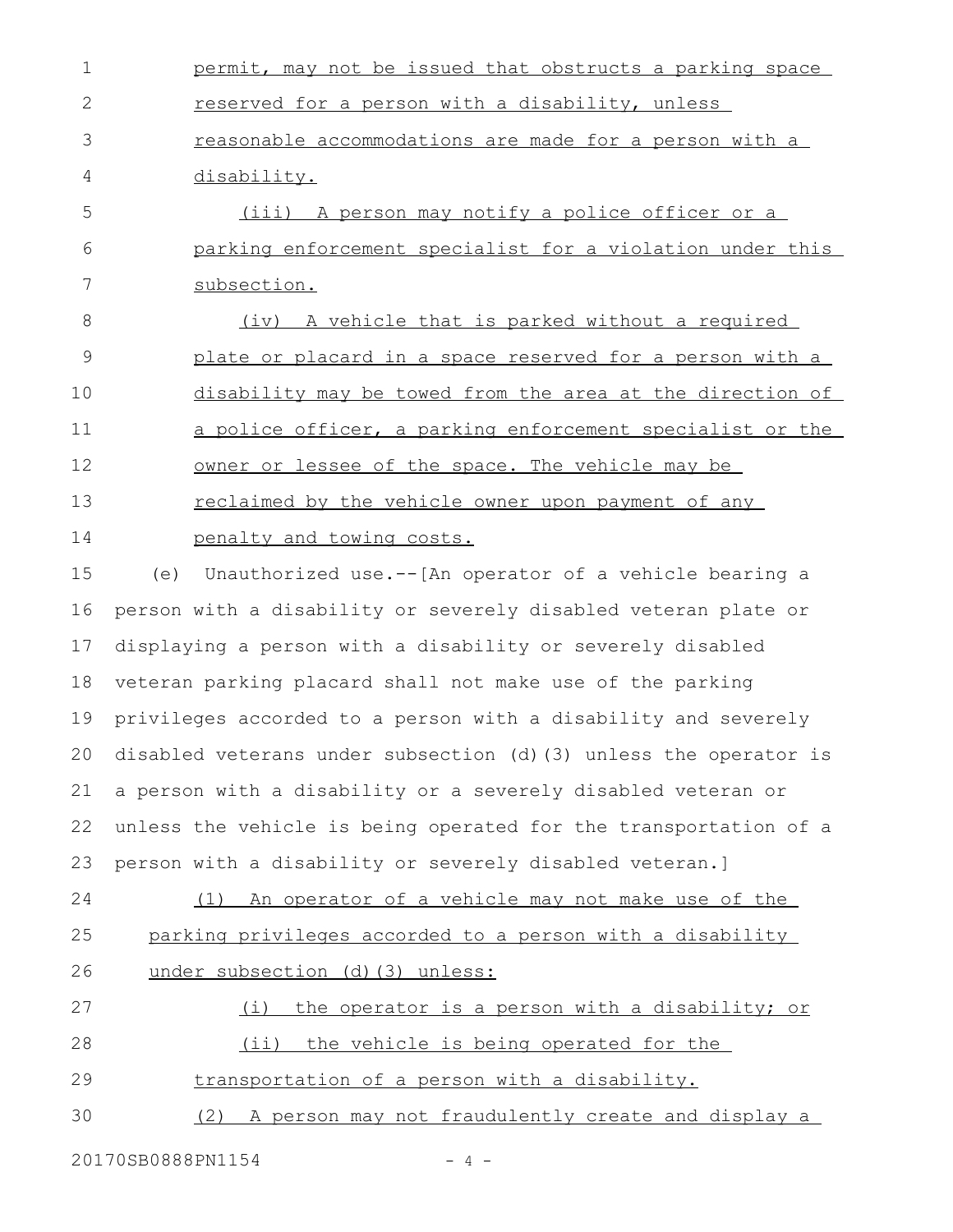permit, may not be issued that obstructs a parking space reserved for a person with a disability, unless reasonable accommodations are made for a person with a disability.

(iii) A person may notify a police officer or a parking enforcement specialist for a violation under this subsection.

(iv) A vehicle that is parked without a required plate or placard in a space reserved for a person with a disability may be towed from the area at the direction of a police officer, a parking enforcement specialist or the owner or lessee of the space. The vehicle may be reclaimed by the vehicle owner upon payment of any penalty and towing costs.

(e) Unauthorized use.--[An operator of a vehicle bearing a person with a disability or severely disabled veteran plate or displaying a person with a disability or severely disabled veteran parking placard shall not make use of the parking privileges accorded to a person with a disability and severely disabled veterans under subsection (d)(3) unless the operator is a person with a disability or a severely disabled veteran or unless the vehicle is being operated for the transportation of a person with a disability or severely disabled veteran.]

(1) An operator of a vehicle may not make use of the parking privileges accorded to a person with a disability under subsection (d)(3) unless:

(i) the operator is a person with a disability; or

(ii) the vehicle is being operated for the transportation of a person with a disability.

(2) A person may not fraudulently create and display a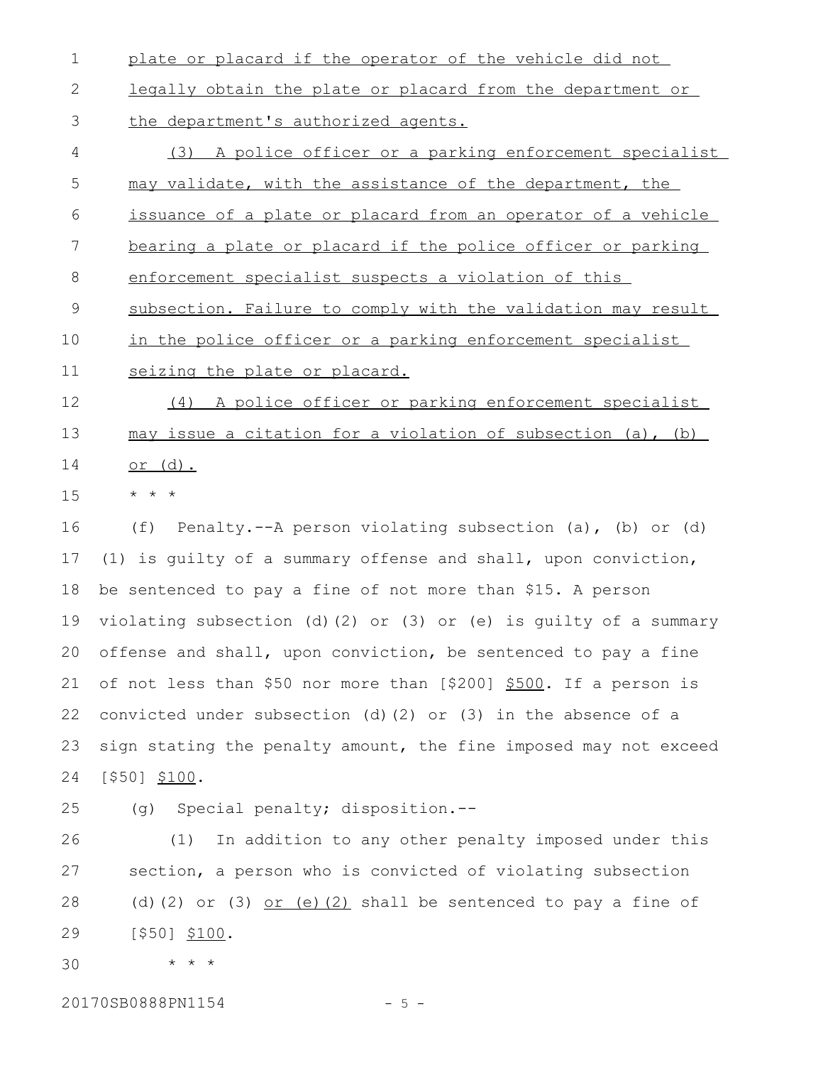plate or placard if the operator of the vehicle did not legally obtain the plate or placard from the department or the department's authorized agents.

(3) A police officer or a parking enforcement specialist may validate, with the assistance of the department, the issuance of a plate or placard from an operator of a vehicle bearing a plate or placard if the police officer or parking enforcement specialist suspects a violation of this subsection. Failure to comply with the validation may result in the police officer or a parking enforcement specialist seizing the plate or placard.

(4) A police officer or parking enforcement specialist may issue a citation for a violation of subsection (a), (b) or (d).

* * *

(f) Penalty.--A person violating subsection (a), (b) or (d)(1) is guilty of a summary offense and shall, upon conviction, be sentenced to pay a fine of not more than $15. A person violating subsection (d)(2) or (3) or (e) is guilty of a summary offense and shall, upon conviction, be sentenced to pay a fine of not less than $50 nor more than [$200] $500. If a person is convicted under subsection (d)(2) or (3) in the absence of a sign stating the penalty amount, the fine imposed may not exceed [$50] $100.

(g) Special penalty; disposition.--

(1) In addition to any other penalty imposed under this section, a person who is convicted of violating subsection (d)(2) or (3) or (e)(2) shall be sentenced to pay a fine of [$50] $100.

* * *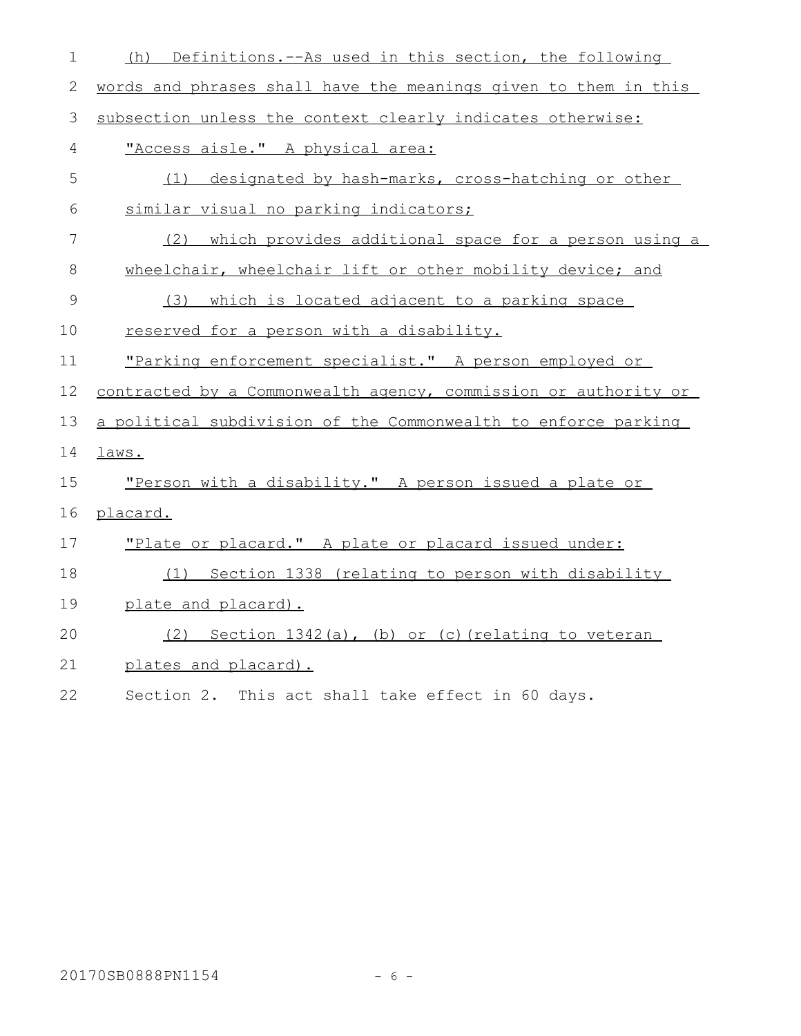(h) Definitions.--As used in this section, the following words and phrases shall have the meanings given to them in this subsection unless the context clearly indicates otherwise:

"Access aisle." A physical area:

(1) designated by hash-marks, cross-hatching or other similar visual no parking indicators;

(2) which provides additional space for a person using a wheelchair, wheelchair lift or other mobility device; and

(3) which is located adjacent to a parking space reserved for a person with a disability.

"Parking enforcement specialist." A person employed or contracted by a Commonwealth agency, commission or authority or a political subdivision of the Commonwealth to enforce parking laws.

"Person with a disability." A person issued a plate or placard.

"Plate or placard." A plate or placard issued under:

(1) Section 1338 (relating to person with disability plate and placard).

(2) Section 1342(a), (b) or (c)(relating to veteran plates and placard).

Section 2. This act shall take effect in 60 days.